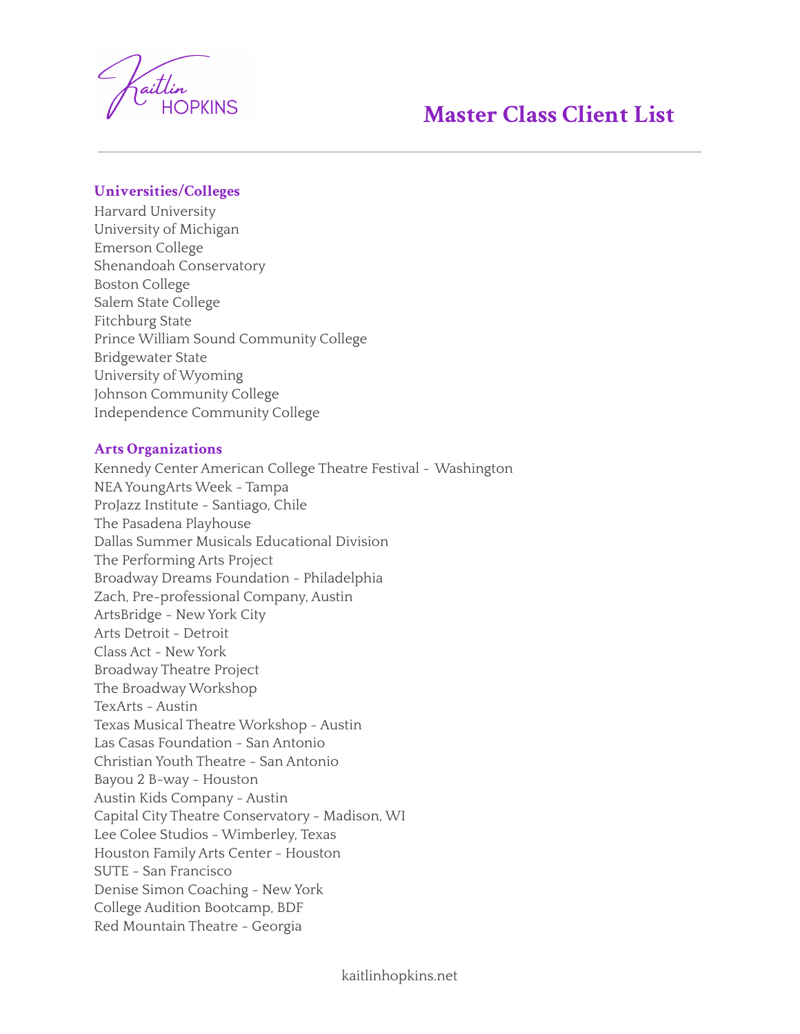Kaitlin HOPKINS

# Master Class Client List

### Universities/Colleges

Harvard University
University of Michigan
Emerson College
Shenandoah Conservatory
Boston College
Salem State College
Fitchburg State
Prince William Sound Community College
Bridgewater State
University of Wyoming
Johnson Community College
Independence Community College

### Arts Organizations

Kennedy Center American College Theatre Festival - Washington
NEA YoungArts Week - Tampa
ProJazz Institute - Santiago, Chile
The Pasadena Playhouse
Dallas Summer Musicals Educational Division
The Performing Arts Project
Broadway Dreams Foundation - Philadelphia
Zach, Pre-professional Company, Austin
ArtsBridge - New York City
Arts Detroit - Detroit
Class Act - New York
Broadway Theatre Project
The Broadway Workshop
TexArts - Austin
Texas Musical Theatre Workshop - Austin
Las Casas Foundation - San Antonio
Christian Youth Theatre - San Antonio
Bayou 2 B-way - Houston
Austin Kids Company - Austin
Capital City Theatre Conservatory - Madison, WI
Lee Colee Studios - Wimberley, Texas
Houston Family Arts Center - Houston
SUTE - San Francisco
Denise Simon Coaching - New York
College Audition Bootcamp, BDF
Red Mountain Theatre - Georgia

kaitlinhopkins.net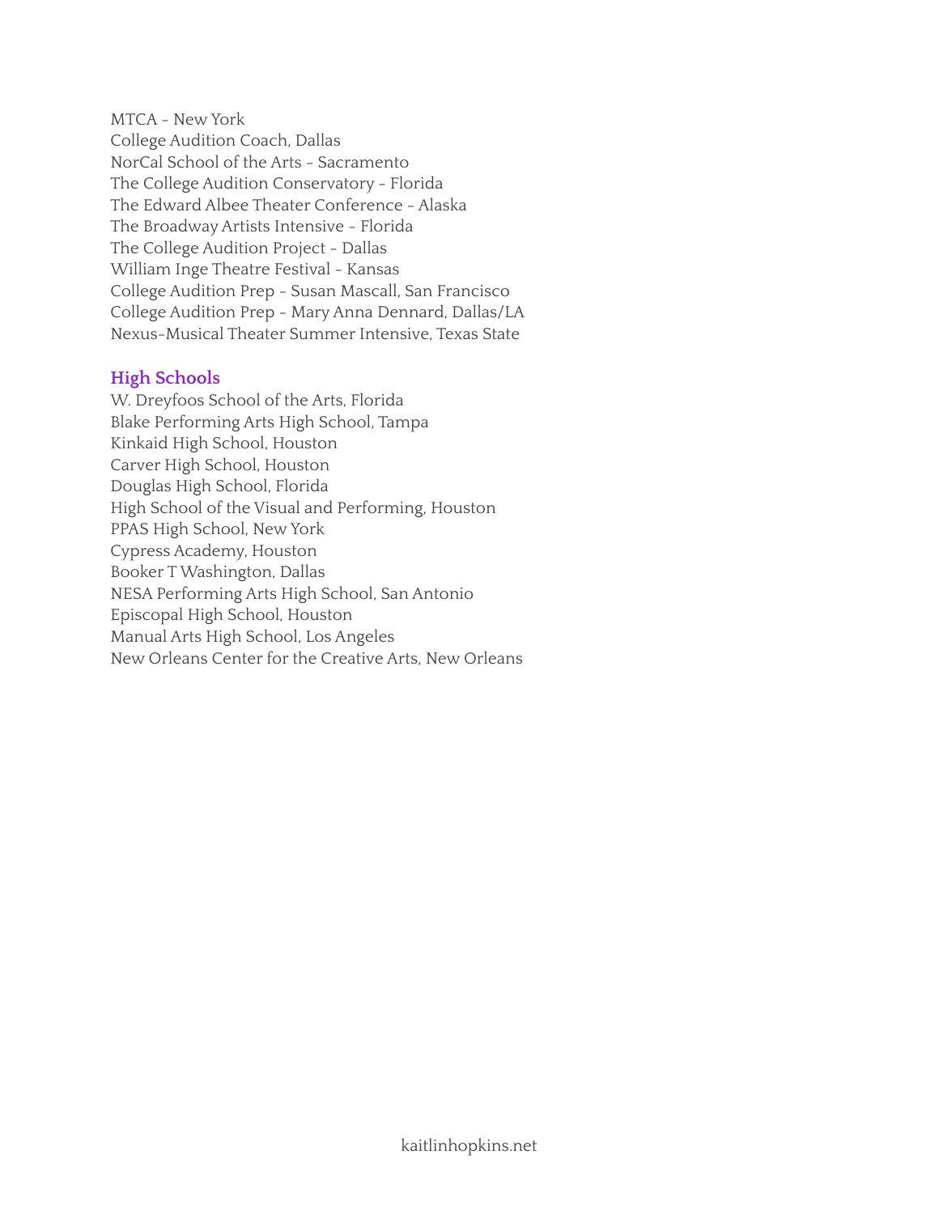MTCA - New York
College Audition Coach, Dallas
NorCal School of the Arts - Sacramento
The College Audition Conservatory - Florida
The Edward Albee Theater Conference - Alaska
The Broadway Artists Intensive - Florida
The College Audition Project - Dallas
William Inge Theatre Festival - Kansas
College Audition Prep - Susan Mascall, San Francisco
College Audition Prep - Mary Anna Dennard, Dallas/LA
Nexus-Musical Theater Summer Intensive, Texas State

## High Schools

W. Dreyfoos School of the Arts, Florida
Blake Performing Arts High School, Tampa
Kinkaid High School, Houston
Carver High School, Houston
Douglas High School, Florida
High School of the Visual and Performing, Houston
PPAS High School, New York
Cypress Academy, Houston
Booker T Washington, Dallas
NESA Performing Arts High School, San Antonio
Episcopal High School, Houston
Manual Arts High School, Los Angeles
New Orleans Center for the Creative Arts, New Orleans